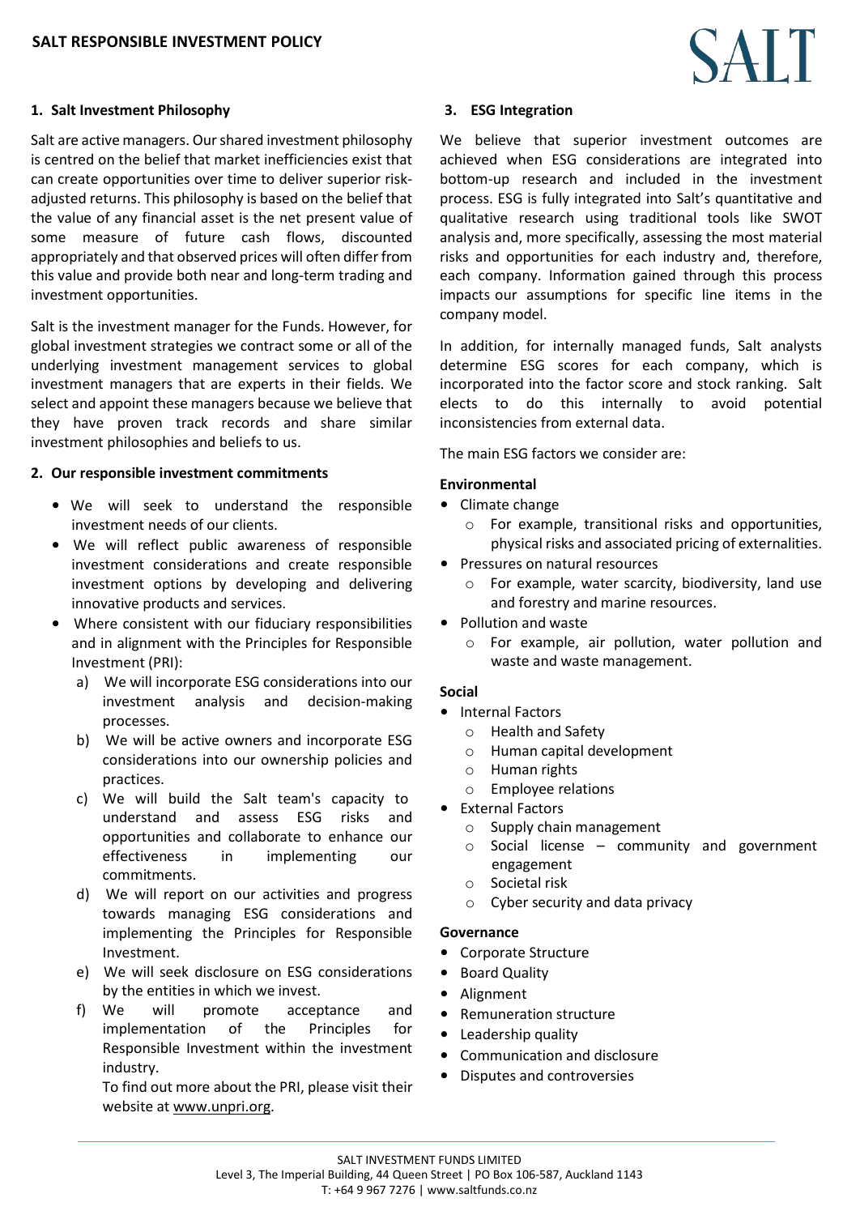# SALT RESPONSIBLE INVESTMENT POLICY

## 1. Salt Investment Philosophy

Salt are active managers. Our shared investment philosophy is centred on the belief that market inefficiencies exist that can create opportunities over time to deliver superior risk-adjusted returns. This philosophy is based on the belief that the value of any financial asset is the net present value of some measure of future cash flows, discounted appropriately and that observed prices will often differ from this value and provide both near and long-term trading and investment opportunities.

Salt is the investment manager for the Funds. However, for global investment strategies we contract some or all of the underlying investment management services to global investment managers that are experts in their fields. We select and appoint these managers because we believe that they have proven track records and share similar investment philosophies and beliefs to us.

## 2. Our responsible investment commitments

- We will seek to understand the responsible investment needs of our clients.
- We will reflect public awareness of responsible investment considerations and create responsible investment options by developing and delivering innovative products and services.
- Where consistent with our fiduciary responsibilities and in alignment with the Principles for Responsible Investment (PRI):
  a) We will incorporate ESG considerations into our investment analysis and decision-making processes.
  b) We will be active owners and incorporate ESG considerations into our ownership policies and practices.
  c) We will build the Salt team's capacity to understand and assess ESG risks and opportunities and collaborate to enhance our effectiveness in implementing our commitments.
  d) We will report on our activities and progress towards managing ESG considerations and implementing the Principles for Responsible Investment.
  e) We will seek disclosure on ESG considerations by the entities in which we invest.
  f) We will promote acceptance and implementation of the Principles for Responsible Investment within the investment industry.

     To find out more about the PRI, please visit their website at www.unpri.org.

## 3. ESG Integration

We believe that superior investment outcomes are achieved when ESG considerations are integrated into bottom-up research and included in the investment process. ESG is fully integrated into Salt's quantitative and qualitative research using traditional tools like SWOT analysis and, more specifically, assessing the most material risks and opportunities for each industry and, therefore, each company. Information gained through this process impacts our assumptions for specific line items in the company model.

In addition, for internally managed funds, Salt analysts determine ESG scores for each company, which is incorporated into the factor score and stock ranking. Salt elects to do this internally to avoid potential inconsistencies from external data.

The main ESG factors we consider are:

**Environmental**

- Climate change
  - For example, transitional risks and opportunities, physical risks and associated pricing of externalities.
- Pressures on natural resources
  - For example, water scarcity, biodiversity, land use and forestry and marine resources.
- Pollution and waste
  - For example, air pollution, water pollution and waste and waste management.

**Social**

- Internal Factors
  - Health and Safety
  - Human capital development
  - Human rights
  - Employee relations
- External Factors
  - Supply chain management
  - Social license – community and government engagement
  - Societal risk
  - Cyber security and data privacy

**Governance**

- Corporate Structure
- Board Quality
- Alignment
- Remuneration structure
- Leadership quality
- Communication and disclosure
- Disputes and controversies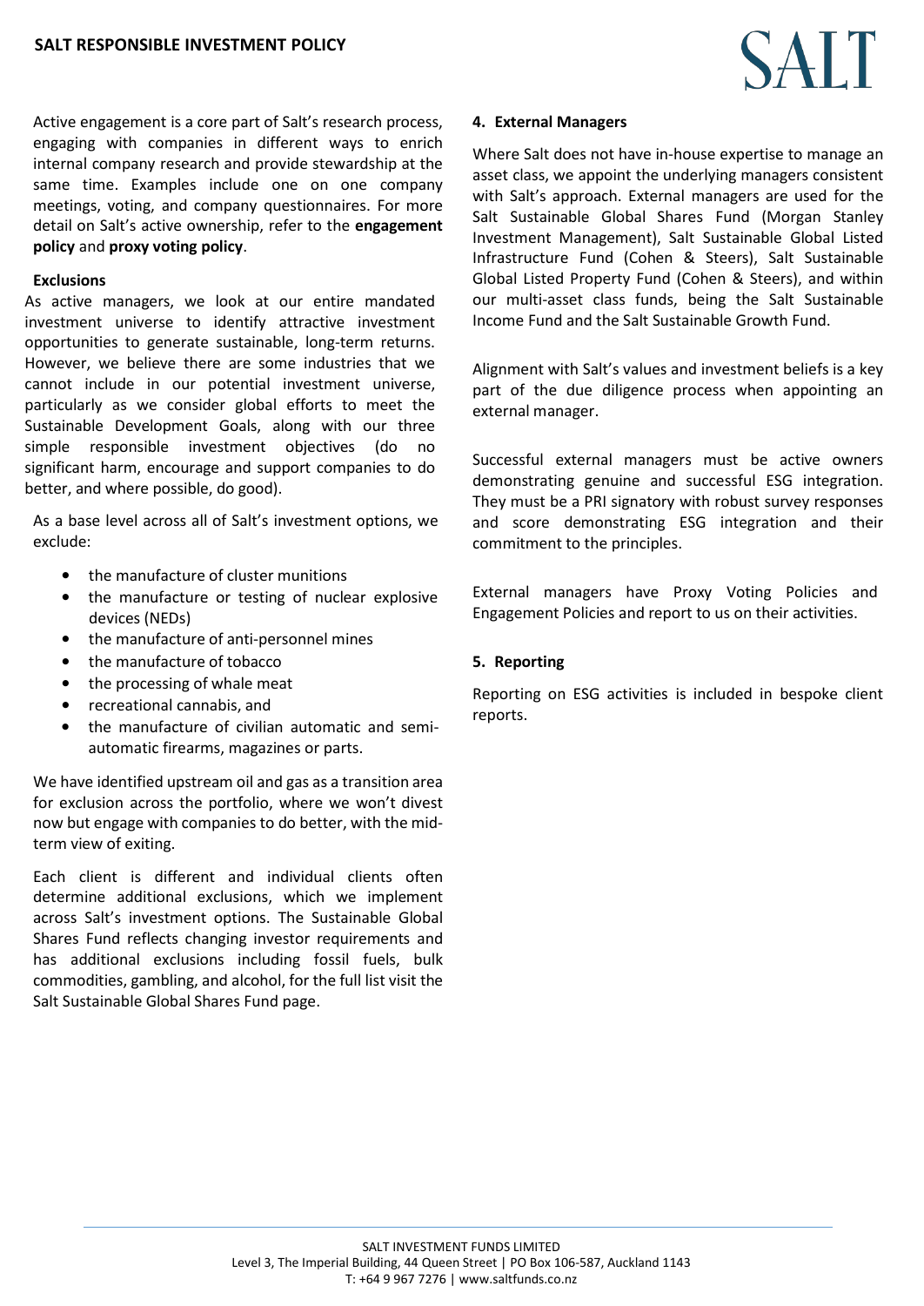Active engagement is a core part of Salt's research process, engaging with companies in different ways to enrich internal company research and provide stewardship at the same time. Examples include one on one company meetings, voting, and company questionnaires. For more detail on Salt's active ownership, refer to the **engagement policy** and **proxy voting policy**.

**Exclusions**

As active managers, we look at our entire mandated investment universe to identify attractive investment opportunities to generate sustainable, long-term returns. However, we believe there are some industries that we cannot include in our potential investment universe, particularly as we consider global efforts to meet the Sustainable Development Goals, along with our three simple responsible investment objectives (do no significant harm, encourage and support companies to do better, and where possible, do good).

As a base level across all of Salt's investment options, we exclude:

- the manufacture of cluster munitions
- the manufacture or testing of nuclear explosive devices (NEDs)
- the manufacture of anti-personnel mines
- the manufacture of tobacco
- the processing of whale meat
- recreational cannabis, and
- the manufacture of civilian automatic and semi-automatic firearms, magazines or parts.

We have identified upstream oil and gas as a transition area for exclusion across the portfolio, where we won't divest now but engage with companies to do better, with the mid-term view of exiting.

Each client is different and individual clients often determine additional exclusions, which we implement across Salt's investment options. The Sustainable Global Shares Fund reflects changing investor requirements and has additional exclusions including fossil fuels, bulk commodities, gambling, and alcohol, for the full list visit the Salt Sustainable Global Shares Fund page.

## 4. External Managers

Where Salt does not have in-house expertise to manage an asset class, we appoint the underlying managers consistent with Salt's approach. External managers are used for the Salt Sustainable Global Shares Fund (Morgan Stanley Investment Management), Salt Sustainable Global Listed Infrastructure Fund (Cohen & Steers), Salt Sustainable Global Listed Property Fund (Cohen & Steers), and within our multi-asset class funds, being the Salt Sustainable Income Fund and the Salt Sustainable Growth Fund.

Alignment with Salt's values and investment beliefs is a key part of the due diligence process when appointing an external manager.

Successful external managers must be active owners demonstrating genuine and successful ESG integration. They must be a PRI signatory with robust survey responses and score demonstrating ESG integration and their commitment to the principles.

External managers have Proxy Voting Policies and Engagement Policies and report to us on their activities.

## 5. Reporting

Reporting on ESG activities is included in bespoke client reports.